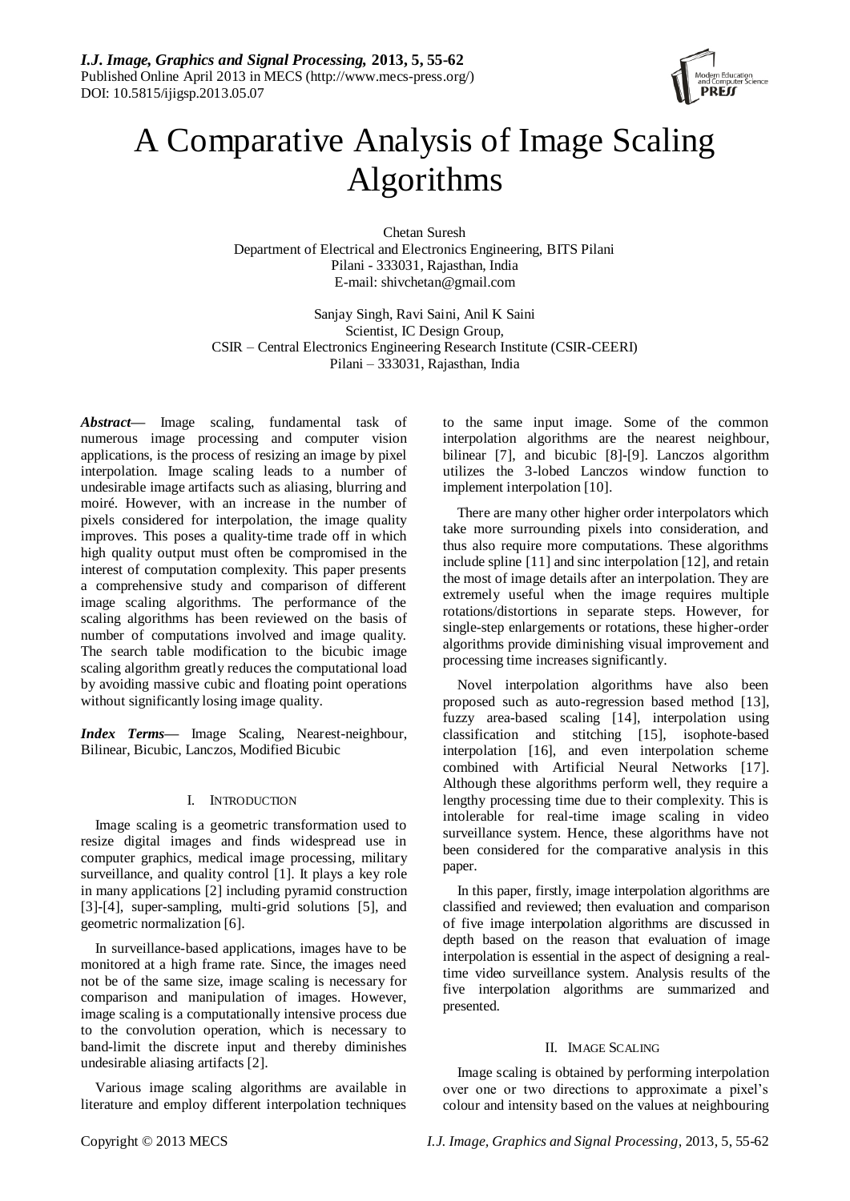# A Comparative Analysis of Image Scaling Algorithms

Chetan Suresh
Department of Electrical and Electronics Engineering, BITS Pilani
Pilani - 333031, Rajasthan, India
E-mail: shivchetan@gmail.com

Sanjay Singh, Ravi Saini, Anil K Saini
Scientist, IC Design Group,
CSIR – Central Electronics Engineering Research Institute (CSIR-CEERI)
Pilani – 333031, Rajasthan, India

***Abstract*****—** Image scaling, fundamental task of numerous image processing and computer vision applications, is the process of resizing an image by pixel interpolation. Image scaling leads to a number of undesirable image artifacts such as aliasing, blurring and moiré. However, with an increase in the number of pixels considered for interpolation, the image quality improves. This poses a quality-time trade off in which high quality output must often be compromised in the interest of computation complexity. This paper presents a comprehensive study and comparison of different image scaling algorithms. The performance of the scaling algorithms has been reviewed on the basis of number of computations involved and image quality. The search table modification to the bicubic image scaling algorithm greatly reduces the computational load by avoiding massive cubic and floating point operations without significantly losing image quality.

***Index Terms*****—** Image Scaling, Nearest-neighbour, Bilinear, Bicubic, Lanczos, Modified Bicubic

## I. INTRODUCTION

Image scaling is a geometric transformation used to resize digital images and finds widespread use in computer graphics, medical image processing, military surveillance, and quality control [1]. It plays a key role in many applications [2] including pyramid construction [3]-[4], super-sampling, multi-grid solutions [5], and geometric normalization [6].

In surveillance-based applications, images have to be monitored at a high frame rate. Since, the images need not be of the same size, image scaling is necessary for comparison and manipulation of images. However, image scaling is a computationally intensive process due to the convolution operation, which is necessary to band-limit the discrete input and thereby diminishes undesirable aliasing artifacts [2].

Various image scaling algorithms are available in literature and employ different interpolation techniques to the same input image. Some of the common interpolation algorithms are the nearest neighbour, bilinear [7], and bicubic [8]-[9]. Lanczos algorithm utilizes the 3-lobed Lanczos window function to implement interpolation [10].

There are many other higher order interpolators which take more surrounding pixels into consideration, and thus also require more computations. These algorithms include spline [11] and sinc interpolation [12], and retain the most of image details after an interpolation. They are extremely useful when the image requires multiple rotations/distortions in separate steps. However, for single-step enlargements or rotations, these higher-order algorithms provide diminishing visual improvement and processing time increases significantly.

Novel interpolation algorithms have also been proposed such as auto-regression based method [13], fuzzy area-based scaling [14], interpolation using classification and stitching [15], isophote-based interpolation [16], and even interpolation scheme combined with Artificial Neural Networks [17]. Although these algorithms perform well, they require a lengthy processing time due to their complexity. This is intolerable for real-time image scaling in video surveillance system. Hence, these algorithms have not been considered for the comparative analysis in this paper.

In this paper, firstly, image interpolation algorithms are classified and reviewed; then evaluation and comparison of five image interpolation algorithms are discussed in depth based on the reason that evaluation of image interpolation is essential in the aspect of designing a real-time video surveillance system. Analysis results of the five interpolation algorithms are summarized and presented.

## II. IMAGE SCALING

Image scaling is obtained by performing interpolation over one or two directions to approximate a pixel's colour and intensity based on the values at neighbouring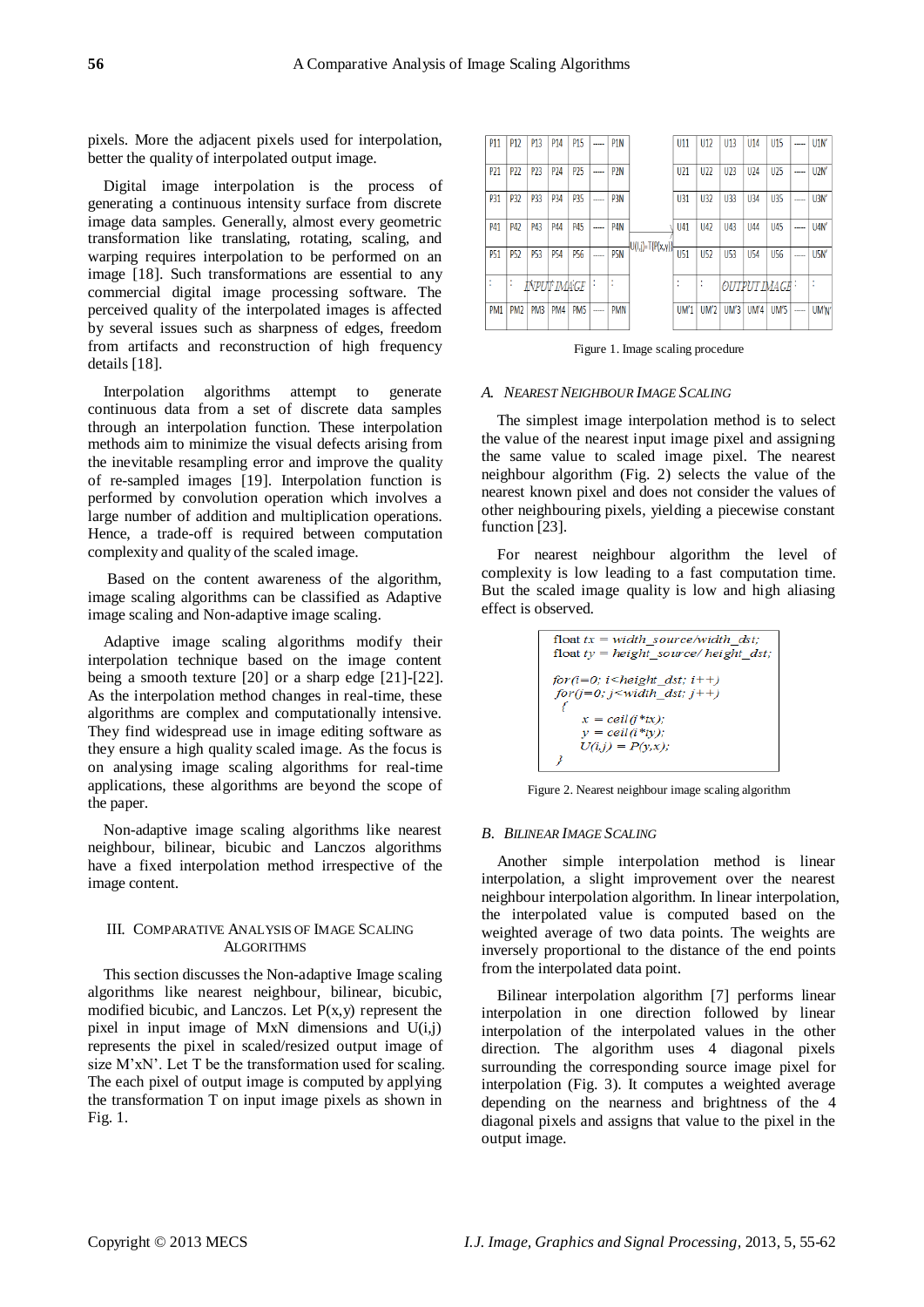pixels. More the adjacent pixels used for interpolation, better the quality of interpolated output image.

Digital image interpolation is the process of generating a continuous intensity surface from discrete image data samples. Generally, almost every geometric transformation like translating, rotating, scaling, and warping requires interpolation to be performed on an image [18]. Such transformations are essential to any commercial digital image processing software. The perceived quality of the interpolated images is affected by several issues such as sharpness of edges, freedom from artifacts and reconstruction of high frequency details [18].

Interpolation algorithms attempt to generate continuous data from a set of discrete data samples through an interpolation function. These interpolation methods aim to minimize the visual defects arising from the inevitable resampling error and improve the quality of re-sampled images [19]. Interpolation function is performed by convolution operation which involves a large number of addition and multiplication operations. Hence, a trade-off is required between computation complexity and quality of the scaled image.

Based on the content awareness of the algorithm, image scaling algorithms can be classified as Adaptive image scaling and Non-adaptive image scaling.

Adaptive image scaling algorithms modify their interpolation technique based on the image content being a smooth texture [20] or a sharp edge [21]-[22]. As the interpolation method changes in real-time, these algorithms are complex and computationally intensive. They find widespread use in image editing software as they ensure a high quality scaled image. As the focus is on analysing image scaling algorithms for real-time applications, these algorithms are beyond the scope of the paper.

Non-adaptive image scaling algorithms like nearest neighbour, bilinear, bicubic and Lanczos algorithms have a fixed interpolation method irrespective of the image content.

## III. Comparative Analysis of Image Scaling Algorithms

This section discusses the Non-adaptive Image scaling algorithms like nearest neighbour, bilinear, bicubic, modified bicubic, and Lanczos. Let P(x,y) represent the pixel in input image of MxN dimensions and U(i,j) represents the pixel in scaled/resized output image of size M'xN'. Let T be the transformation used for scaling. The each pixel of output image is computed by applying the transformation T on input image pixels as shown in Fig. 1.

| P11 | P12 | P13 | P14 | P15 | ---- | P1N |
|---|---|---|---|---|---|---|
| P21 | P22 | P23 | P24 | P25 | ---- | P2N |
| P31 | P32 | P33 | P34 | P35 | ---- | P3N |
| P41 | P42 | P43 | P44 | P45 | ---- | P4N |
| P51 | P52 | P53 | P54 | P56 | ---- | P5N |
| : | : | INPUT IMAGE | | | : | : |
| PM1 | PM2 | PM3 | PM4 | PM5 | ---- | PMN |

U(i,j)=T(P(x,y))

| U11 | U12 | U13 | U14 | U15 | ---- | U1N' |
|---|---|---|---|---|---|---|
| U21 | U22 | U23 | U24 | U25 | ---- | U2N' |
| U31 | U32 | U33 | U34 | U35 | ---- | U3N' |
| U41 | U42 | U43 | U44 | U45 | ---- | U4N' |
| U51 | U52 | U53 | U54 | U56 | ---- | U5N' |
| : | : | OUTPUT IMAGE | | | : | : |
| UM'1 | UM'2 | UM'3 | UM'4 | UM'5 | ---- | UM'N' |

Figure 1. Image scaling procedure

### A. *Nearest Neighbour Image Scaling*

The simplest image interpolation method is to select the value of the nearest input image pixel and assigning the same value to scaled image pixel. The nearest neighbour algorithm (Fig. 2) selects the value of the nearest known pixel and does not consider the values of other neighbouring pixels, yielding a piecewise constant function [23].

For nearest neighbour algorithm the level of complexity is low leading to a fast computation time. But the scaled image quality is low and high aliasing effect is observed.

```
float tx = width_source/width_dst;
float ty = height_source/ height_dst;

for(i=0; i<height_dst; i++)
 for(j=0; j<width_dst; j++)
  {
     x = ceil(j*tx);
     y = ceil(i*ty);
     U(i,j) = P(y,x);
  }
```

Figure 2. Nearest neighbour image scaling algorithm

### B. *Bilinear Image Scaling*

Another simple interpolation method is linear interpolation, a slight improvement over the nearest neighbour interpolation algorithm. In linear interpolation, the interpolated value is computed based on the weighted average of two data points. The weights are inversely proportional to the distance of the end points from the interpolated data point.

Bilinear interpolation algorithm [7] performs linear interpolation in one direction followed by linear interpolation of the interpolated values in the other direction. The algorithm uses 4 diagonal pixels surrounding the corresponding source image pixel for interpolation (Fig. 3). It computes a weighted average depending on the nearness and brightness of the 4 diagonal pixels and assigns that value to the pixel in the output image.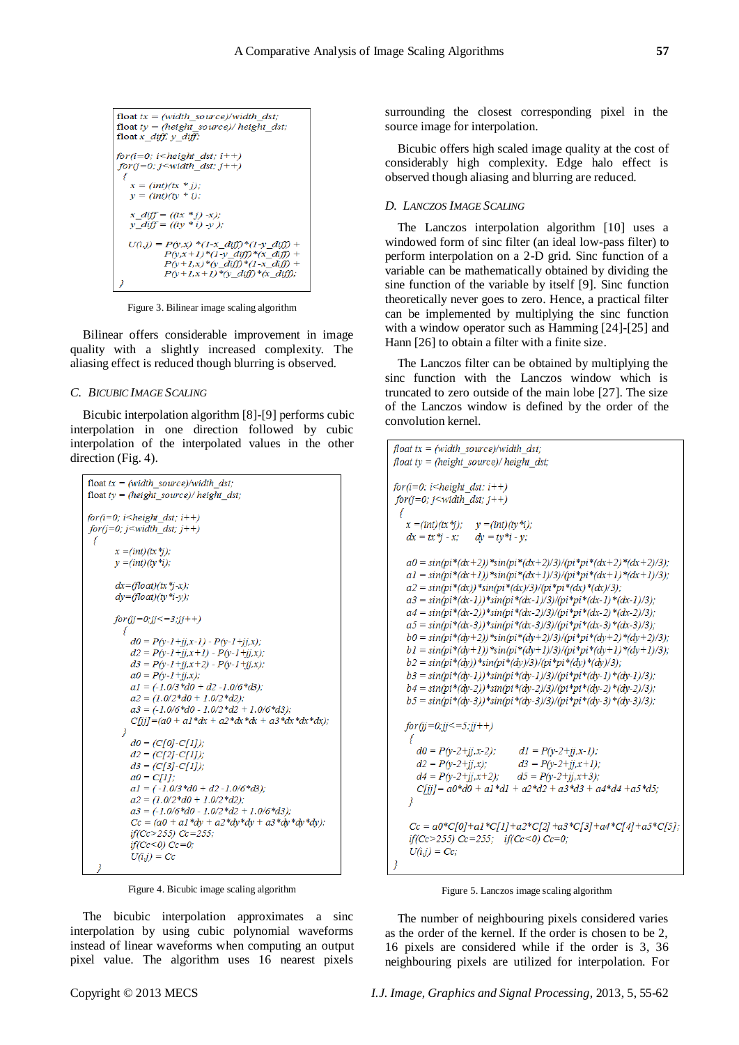```
float tx = (width_source)/width_dst;
float ty = (height_source)/ height_dst;
float x_diff, y_diff;

for(i=0; i<height_dst; i++)
 for(j=0; j<width_dst; j++)
 {
   x = (int)(tx * j);
   y = (int)(ty * i);

   x_diff = ((tx * j) -x);
   y_diff = ((ty * i) -y );

   U(i,j) = P(y,x) *(1-x_diff)*(1-y_diff) +
            P(y,x+1)*(1-y_diff)*(x_diff) +
            P(y+1,x)*(y_diff)*(1-x_diff) +
            P(y+1,x+1)*(y_diff)*(x_diff);
 }
```

Figure 3. Bilinear image scaling algorithm

Bilinear offers considerable improvement in image quality with a slightly increased complexity. The aliasing effect is reduced though blurring is observed.

### C. Bicubic Image Scaling

Bicubic interpolation algorithm [8]-[9] performs cubic interpolation in one direction followed by cubic interpolation of the interpolated values in the other direction (Fig. 4).

```
float tx = (width_source)/width_dst;
float ty = (height_source)/ height_dst;

for(i=0; i<height_dst; i++)
 for(j=0; j<width_dst; j++)
 {
     x =(int)(tx*j);
     y =(int)(ty*i);

     dx=(float)(tx*j-x);
     dy=(float)(ty*i-y);

     for(jj=0;jj<=3;jj++)
      {
        d0 = P(y-1+jj,x-1) - P(y-1+jj,x);
        d2 = P(y-1+jj,x+1) - P(y-1+jj,x);
        d3 = P(y-1+jj,x+2) - P(y-1+jj,x);
        a0 = P(y-1+jj,x);
        a1 = (-1.0/3*d0 + d2 -1.0/6*d3);
        a2 = (1.0/2*d0 + 1.0/2*d2);
        a3 = (-1.0/6*d0 - 1.0/2*d2 + 1.0/6*d3);
        C[jj]=(a0 + a1*dx + a2*dx*dx + a3*dx*dx*dx);
      }
        d0 = (C[0]-C[1]);
        d2 = (C[2]-C[1]);
        d3 = (C[3]-C[1]);
        a0 = C[1];
        a1 = ( -1.0/3*d0 + d2 -1.0/6*d3);
        a2 = (1.0/2*d0 + 1.0/2*d2);
        a3 = (-1.0/6*d0 - 1.0/2*d2 + 1.0/6*d3);
        Cc = (a0 + a1*dy + a2*dy*dy + a3*dy*dy*dy);
        if(Cc>255) Cc=255;
        if(Cc<0) Cc=0;
        U(i,j) = Cc
 }
```

Figure 4. Bicubic image scaling algorithm

The bicubic interpolation approximates a sinc interpolation by using cubic polynomial waveforms instead of linear waveforms when computing an output pixel value. The algorithm uses 16 nearest pixels surrounding the closest corresponding pixel in the source image for interpolation.

Bicubic offers high scaled image quality at the cost of considerably high complexity. Edge halo effect is observed though aliasing and blurring are reduced.

### D. Lanczos Image Scaling

The Lanczos interpolation algorithm [10] uses a windowed form of sinc filter (an ideal low-pass filter) to perform interpolation on a 2-D grid. Sinc function of a variable can be mathematically obtained by dividing the sine function of the variable by itself [9]. Sinc function theoretically never goes to zero. Hence, a practical filter can be implemented by multiplying the sinc function with a window operator such as Hamming [24]-[25] and Hann [26] to obtain a filter with a finite size.

The Lanczos filter can be obtained by multiplying the sinc function with the Lanczos window which is truncated to zero outside of the main lobe [27]. The size of the Lanczos window is defined by the order of the convolution kernel.

```
float tx = (width_source)/width_dst;
float ty = (height_source)/ height_dst;

for(i=0; i<height_dst; i++)
 for(j=0; j<width_dst; j++)
 {
   x =(int)(tx*j);     y =(int)(ty*i);
   dx = tx*j - x;      dy = ty*i - y;

   a0 = sin(pi*(dx+2))*sin(pi*(dx+2)/3)/(pi*pi*(dx+2)*(dx+2)/3);
   a1 = sin(pi*(dx+1))*sin(pi*(dx+1)/3)/(pi*pi*(dx+1)*(dx+1)/3);
   a2 = sin(pi*(dx))*sin(pi*(dx)/3)/(pi*pi*(dx)*(dx)/3);
   a3 = sin(pi*(dx-1))*sin(pi*(dx-1)/3)/(pi*pi*(dx-1)*(dx-1)/3);
   a4 = sin(pi*(dx-2))*sin(pi*(dx-2)/3)/(pi*pi*(dx-2)*(dx-2)/3);
   a5 = sin(pi*(dx-3))*sin(pi*(dx-3)/3)/(pi*pi*(dx-3)*(dx-3)/3);
   b0 = sin(pi*(dy+2))*sin(pi*(dy+2)/3)/(pi*pi*(dy+2)*(dy+2)/3);
   b1 = sin(pi*(dy+1))*sin(pi*(dy+1)/3)/(pi*pi*(dy+1)*(dy+1)/3);
   b2 = sin(pi*(dy))*sin(pi*(dy)/3)/(pi*pi*(dy)*(dy)/3);
   b3 = sin(pi*(dy-1))*sin(pi*(dy-1)/3)/(pi*pi*(dy-1)*(dy-1)/3);
   b4 = sin(pi*(dy-2))*sin(pi*(dy-2)/3)/(pi*pi*(dy-2)*(dy-2)/3);
   b5 = sin(pi*(dy-3))*sin(pi*(dy-3)/3)/(pi*pi*(dy-3)*(dy-3)/3);

   for(jj=0;jj<=5;jj++)
    {
     d0 = P(y-2+jj,x-2);      d1 = P(y-2+jj,x-1);
     d2 = P(y-2+jj,x);        d3 = P(y-2+jj,x+1);
     d4 = P(y-2+jj,x+2);      d5 = P(y-2+jj,x+3);
     C[jj] = a0*d0 + a1*d1 + a2*d2 + a3*d3 + a4*d4 +a5*d5;
    }

    Cc = a0*C[0]+a1*C[1]+a2*C[2] +a3*C[3]+a4*C[4]+a5*C[5];
    if(Cc>255) Cc=255;    if(Cc<0) Cc=0;
    U(i,j) = Cc;
 }
```

Figure 5. Lanczos image scaling algorithm

The number of neighbouring pixels considered varies as the order of the kernel. If the order is chosen to be 2, 16 pixels are considered while if the order is 3, 36 neighbouring pixels are utilized for interpolation. For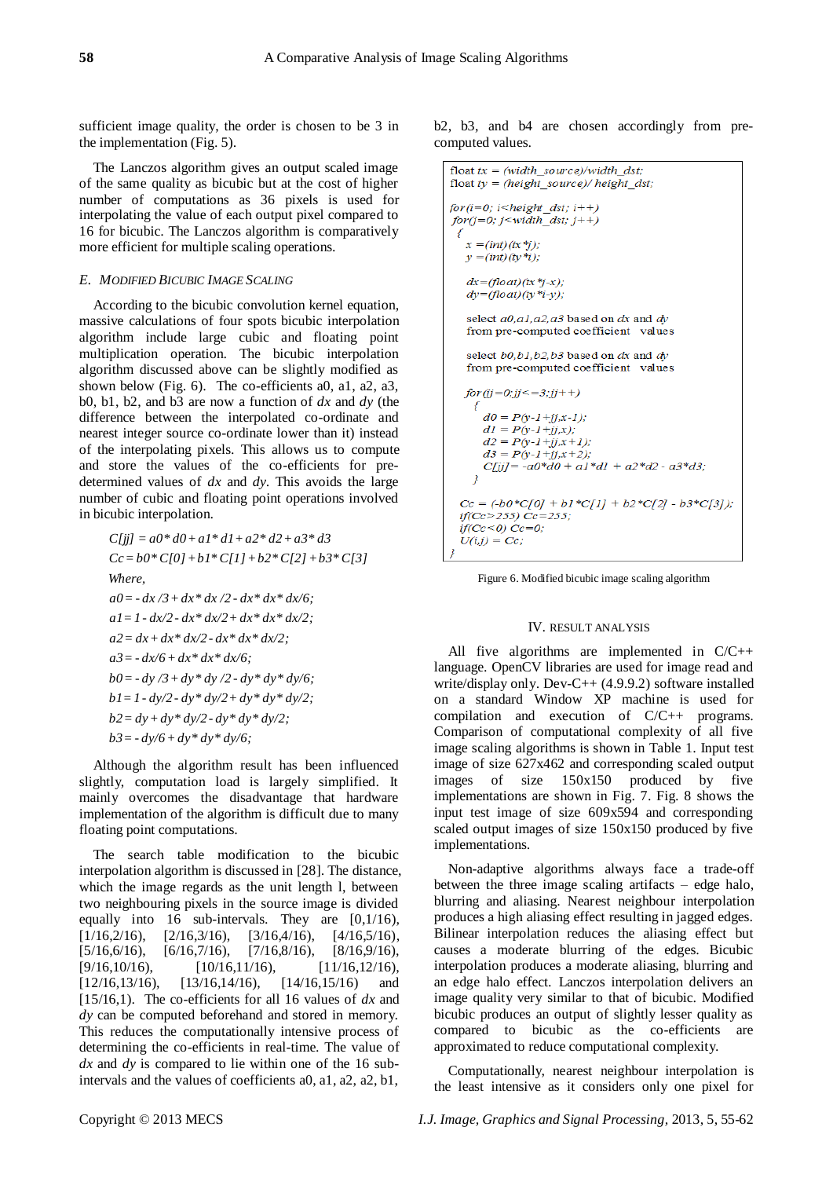sufficient image quality, the order is chosen to be 3 in the implementation (Fig. 5).

The Lanczos algorithm gives an output scaled image of the same quality as bicubic but at the cost of higher number of computations as 36 pixels is used for interpolating the value of each output pixel compared to 16 for bicubic. The Lanczos algorithm is comparatively more efficient for multiple scaling operations.

### E. Modified Bicubic Image Scaling

According to the bicubic convolution kernel equation, massive calculations of four spots bicubic interpolation algorithm include large cubic and floating point multiplication operation. The bicubic interpolation algorithm discussed above can be slightly modified as shown below (Fig. 6). The co-efficients a0, a1, a2, a3, b0, b1, b2, and b3 are now a function of *dx* and *dy* (the difference between the interpolated co-ordinate and nearest integer source co-ordinate lower than it) instead of the interpolating pixels. This allows us to compute and store the values of the co-efficients for pre-determined values of *dx* and *dy*. This avoids the large number of cubic and floating point operations involved in bicubic interpolation.

$$C[jj] = a0 * d0 + a1 * d1 + a2 * d2 + a3 * d3$$

$$Cc = b0 * C[0] + b1 * C[1] + b2 * C[2] + b3 * C[3]$$

*Where,*

$$a0 = -dx/3 + dx*dx/2 - dx*dx*dx/6;$$

$$a1 = 1 - dx/2 - dx*dx/2 + dx*dx*dx/2;$$

$$a2 = dx + dx*dx/2 - dx*dx*dx/2;$$

$$a3 = -dx/6 + dx*dx*dx/6;$$

$$b0 = -dy/3 + dy*dy/2 - dy*dy*dy/6;$$

$$b1 = 1 - dy/2 - dy*dy/2 + dy*dy*dy/2;$$

$$b2 = dy + dy*dy/2 - dy*dy*dy/2;$$

$$b3 = -dy/6 + dy*dy*dy/6;$$

Although the algorithm result has been influenced slightly, computation load is largely simplified. It mainly overcomes the disadvantage that hardware implementation of the algorithm is difficult due to many floating point computations.

The search table modification to the bicubic interpolation algorithm is discussed in [28]. The distance, which the image regards as the unit length l, between two neighbouring pixels in the source image is divided equally into 16 sub-intervals. They are [0,1/16), [1/16,2/16), [2/16,3/16), [3/16,4/16), [4/16,5/16), [5/16,6/16), [6/16,7/16), [7/16,8/16), [8/16,9/16), [9/16,10/16), [10/16,11/16), [11/16,12/16), [12/16,13/16), [13/16,14/16), [14/16,15/16) and [15/16,1). The co-efficients for all 16 values of *dx* and *dy* can be computed beforehand and stored in memory. This reduces the computationally intensive process of determining the co-efficients in real-time. The value of *dx* and *dy* is compared to lie within one of the 16 sub-intervals and the values of coefficients a0, a1, a2, a2, b1, b2, b3, and b4 are chosen accordingly from pre-computed values.

```
float tx = (width_source)/width_dst;
float ty = (height_source)/ height_dst;

for(i=0; i<height_dst; i++)
 for(j=0; j<width_dst; j++)
 {
   x =(int)(tx*j);
   y =(int)(ty*i);

   dx=(float)(tx*j-x);
   dy=(float)(ty*i-y);

   select a0,a1,a2,a3 based on dx and dy
   from pre-computed coefficient  values

   select b0,b1,b2,b3 based on dx and dy
   from pre-computed coefficient  values

   for(jj=0;jj<=3;jj++)
   {
     d0 = P(y-1+jj,x-1);
     d1 = P(y-1+jj,x);
     d2 = P(y-1+jj,x+1);
     d3 = P(y-1+jj,x+2);
     C[jj]= -a0*d0 + a1*d1 + a2*d2 - a3*d3;
   }

  Cc = (-b0*C[0] + b1*C[1] + b2*C[2] - b3*C[3]);
  if(Cc>255) Cc=255;
  if(Cc<0) Cc=0;
  U(i,j) = Cc;
 }
```

Figure 6. Modified bicubic image scaling algorithm

## IV. Result Analysis

All five algorithms are implemented in C/C++ language. OpenCV libraries are used for image read and write/display only. Dev-C++ (4.9.9.2) software installed on a standard Window XP machine is used for compilation and execution of C/C++ programs. Comparison of computational complexity of all five image scaling algorithms is shown in Table 1. Input test image of size 627x462 and corresponding scaled output images of size 150x150 produced by five implementations are shown in Fig. 7. Fig. 8 shows the input test image of size 609x594 and corresponding scaled output images of size 150x150 produced by five implementations.

Non-adaptive algorithms always face a trade-off between the three image scaling artifacts – edge halo, blurring and aliasing. Nearest neighbour interpolation produces a high aliasing effect resulting in jagged edges. Bilinear interpolation reduces the aliasing effect but causes a moderate blurring of the edges. Bicubic interpolation produces a moderate aliasing, blurring and an edge halo effect. Lanczos interpolation delivers an image quality very similar to that of bicubic. Modified bicubic produces an output of slightly lesser quality as compared to bicubic as the co-efficients are approximated to reduce computational complexity.

Computationally, nearest neighbour interpolation is the least intensive as it considers only one pixel for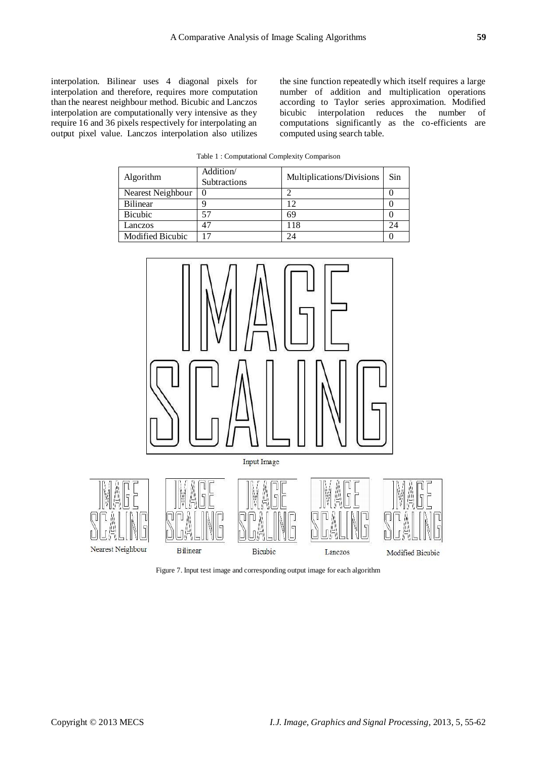interpolation. Bilinear uses 4 diagonal pixels for interpolation and therefore, requires more computation than the nearest neighbour method. Bicubic and Lanczos interpolation are computationally very intensive as they require 16 and 36 pixels respectively for interpolating an output pixel value. Lanczos interpolation also utilizes the sine function repeatedly which itself requires a large number of addition and multiplication operations according to Taylor series approximation. Modified bicubic interpolation reduces the number of computations significantly as the co-efficients are computed using search table.

Table 1 : Computational Complexity Comparison

| Algorithm | Addition/ Subtractions | Multiplications/Divisions | Sin |
|---|---|---|---|
| Nearest Neighbour | 0 | 2 | 0 |
| Bilinear | 9 | 12 | 0 |
| Bicubic | 57 | 69 | 0 |
| Lanczos | 47 | 118 | 24 |
| Modified Bicubic | 17 | 24 | 0 |

Input Image

Nearest Neighbour Bilinear Bicubic Lanczos Modified Bicubic

Figure 7. Input test image and corresponding output image for each algorithm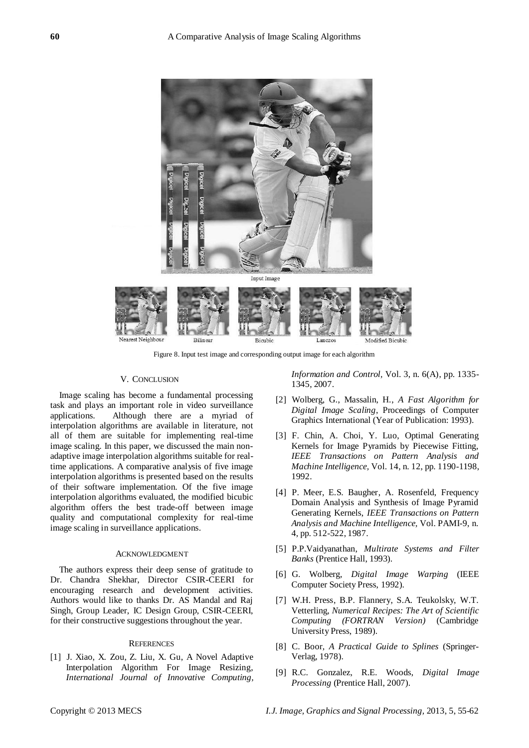Input Image

Nearest Neighbour Bilinear Bicubic Lanczos Modified Bicubic

Figure 8. Input test image and corresponding output image for each algorithm

## V. Conclusion

Image scaling has become a fundamental processing task and plays an important role in video surveillance applications. Although there are a myriad of interpolation algorithms are available in literature, not all of them are suitable for implementing real-time image scaling. In this paper, we discussed the main non-adaptive image interpolation algorithms suitable for real-time applications. A comparative analysis of five image interpolation algorithms is presented based on the results of their software implementation. Of the five image interpolation algorithms evaluated, the modified bicubic algorithm offers the best trade-off between image quality and computational complexity for real-time image scaling in surveillance applications.

## Acknowledgment

The authors express their deep sense of gratitude to Dr. Chandra Shekhar, Director CSIR-CEERI for encouraging research and development activities. Authors would like to thanks Dr. AS Mandal and Raj Singh, Group Leader, IC Design Group, CSIR-CEERI, for their constructive suggestions throughout the year.

## References

[1] J. Xiao, X. Zou, Z. Liu, X. Gu, A Novel Adaptive Interpolation Algorithm For Image Resizing, *International Journal of Innovative Computing, Information and Control*, Vol. 3, n. 6(A), pp. 1335-1345, 2007.

[2] Wolberg, G., Massalin, H., *A Fast Algorithm for Digital Image Scaling*, Proceedings of Computer Graphics International (Year of Publication: 1993).

[3] F. Chin, A. Choi, Y. Luo, Optimal Generating Kernels for Image Pyramids by Piecewise Fitting, *IEEE Transactions on Pattern Analysis and Machine Intelligence*, Vol. 14, n. 12, pp. 1190-1198, 1992.

[4] P. Meer, E.S. Baugher, A. Rosenfeld, Frequency Domain Analysis and Synthesis of Image Pyramid Generating Kernels, *IEEE Transactions on Pattern Analysis and Machine Intelligence*, Vol. PAMI-9, n. 4, pp. 512-522, 1987.

[5] P.P.Vaidyanathan, *Multirate Systems and Filter Banks* (Prentice Hall, 1993).

[6] G. Wolberg, *Digital Image Warping* (IEEE Computer Society Press, 1992).

[7] W.H. Press, B.P. Flannery, S.A. Teukolsky, W.T. Vetterling, *Numerical Recipes: The Art of Scientific Computing (FORTRAN Version)* (Cambridge University Press, 1989).

[8] C. Boor, *A Practical Guide to Splines* (Springer-Verlag, 1978).

[9] R.C. Gonzalez, R.E. Woods, *Digital Image Processing* (Prentice Hall, 2007).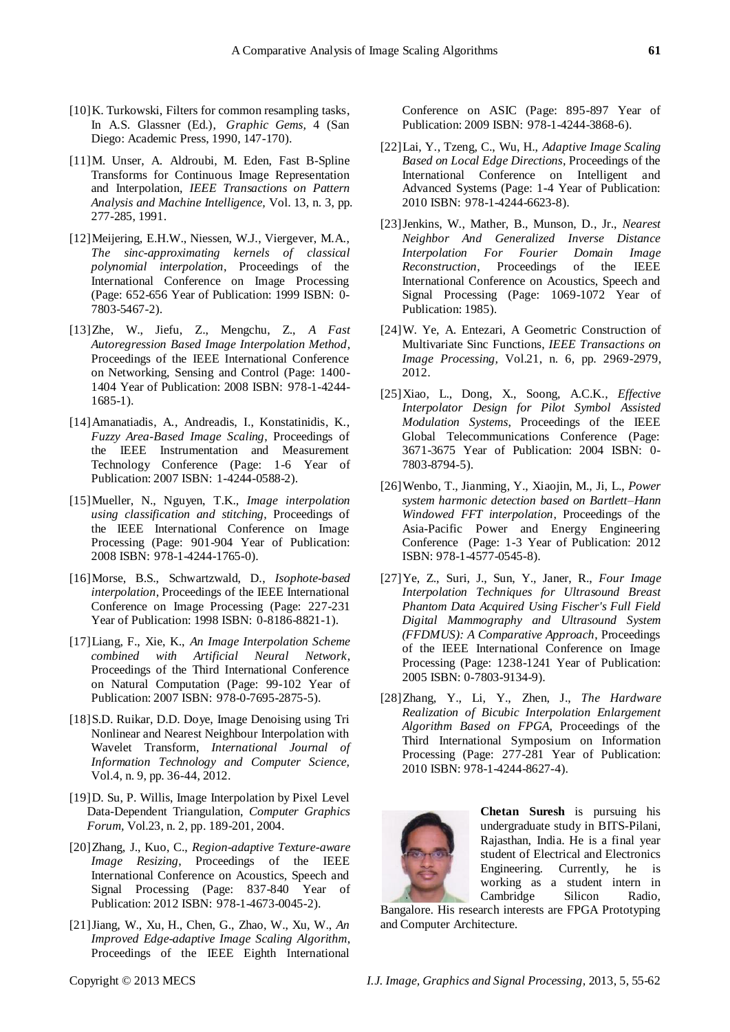[10] K. Turkowski, Filters for common resampling tasks, In A.S. Glassner (Ed.), *Graphic Gems*, 4 (San Diego: Academic Press, 1990, 147-170).

[11] M. Unser, A. Aldroubi, M. Eden, Fast B-Spline Transforms for Continuous Image Representation and Interpolation, *IEEE Transactions on Pattern Analysis and Machine Intelligence*, Vol. 13, n. 3, pp. 277-285, 1991.

[12] Meijering, E.H.W., Niessen, W.J., Viergever, M.A., *The sinc-approximating kernels of classical polynomial interpolation*, Proceedings of the International Conference on Image Processing (Page: 652-656 Year of Publication: 1999 ISBN: 0-7803-5467-2).

[13] Zhe, W., Jiefu, Z., Mengchu, Z., *A Fast Autoregression Based Image Interpolation Method*, Proceedings of the IEEE International Conference on Networking, Sensing and Control (Page: 1400-1404 Year of Publication: 2008 ISBN: 978-1-4244-1685-1).

[14] Amanatiadis, A., Andreadis, I., Konstatinidis, K., *Fuzzy Area-Based Image Scaling*, Proceedings of the IEEE Instrumentation and Measurement Technology Conference (Page: 1-6 Year of Publication: 2007 ISBN: 1-4244-0588-2).

[15] Mueller, N., Nguyen, T.K., *Image interpolation using classification and stitching*, Proceedings of the IEEE International Conference on Image Processing (Page: 901-904 Year of Publication: 2008 ISBN: 978-1-4244-1765-0).

[16] Morse, B.S., Schwartzwald, D., *Isophote-based interpolation*, Proceedings of the IEEE International Conference on Image Processing (Page: 227-231 Year of Publication: 1998 ISBN: 0-8186-8821-1).

[17] Liang, F., Xie, K., *An Image Interpolation Scheme combined with Artificial Neural Network*, Proceedings of the Third International Conference on Natural Computation (Page: 99-102 Year of Publication: 2007 ISBN: 978-0-7695-2875-5).

[18] S.D. Ruikar, D.D. Doye, Image Denoising using Tri Nonlinear and Nearest Neighbour Interpolation with Wavelet Transform, *International Journal of Information Technology and Computer Science*, Vol.4, n. 9, pp. 36-44, 2012.

[19] D. Su, P. Willis, Image Interpolation by Pixel Level Data-Dependent Triangulation, *Computer Graphics Forum*, Vol.23, n. 2, pp. 189-201, 2004.

[20] Zhang, J., Kuo, C., *Region-adaptive Texture-aware Image Resizing*, Proceedings of the IEEE International Conference on Acoustics, Speech and Signal Processing (Page: 837-840 Year of Publication: 2012 ISBN: 978-1-4673-0045-2).

[21] Jiang, W., Xu, H., Chen, G., Zhao, W., Xu, W., *An Improved Edge-adaptive Image Scaling Algorithm*, Proceedings of the IEEE Eighth International Conference on ASIC (Page: 895-897 Year of Publication: 2009 ISBN: 978-1-4244-3868-6).

[22] Lai, Y., Tzeng, C., Wu, H., *Adaptive Image Scaling Based on Local Edge Directions*, Proceedings of the International Conference on Intelligent and Advanced Systems (Page: 1-4 Year of Publication: 2010 ISBN: 978-1-4244-6623-8).

[23] Jenkins, W., Mather, B., Munson, D., Jr., *Nearest Neighbor And Generalized Inverse Distance Interpolation For Fourier Domain Image Reconstruction*, Proceedings of the IEEE International Conference on Acoustics, Speech and Signal Processing (Page: 1069-1072 Year of Publication: 1985).

[24] W. Ye, A. Entezari, A Geometric Construction of Multivariate Sinc Functions, *IEEE Transactions on Image Processing*, Vol.21, n. 6, pp. 2969-2979, 2012.

[25] Xiao, L., Dong, X., Soong, A.C.K., *Effective Interpolator Design for Pilot Symbol Assisted Modulation Systems*, Proceedings of the IEEE Global Telecommunications Conference (Page: 3671-3675 Year of Publication: 2004 ISBN: 0-7803-8794-5).

[26] Wenbo, T., Jianming, Y., Xiaojin, M., Ji, L., *Power system harmonic detection based on Bartlett–Hann Windowed FFT interpolation*, Proceedings of the Asia-Pacific Power and Energy Engineering Conference (Page: 1-3 Year of Publication: 2012 ISBN: 978-1-4577-0545-8).

[27] Ye, Z., Suri, J., Sun, Y., Janer, R., *Four Image Interpolation Techniques for Ultrasound Breast Phantom Data Acquired Using Fischer's Full Field Digital Mammography and Ultrasound System (FFDMUS): A Comparative Approach*, Proceedings of the IEEE International Conference on Image Processing (Page: 1238-1241 Year of Publication: 2005 ISBN: 0-7803-9134-9).

[28] Zhang, Y., Li, Y., Zhen, J., *The Hardware Realization of Bicubic Interpolation Enlargement Algorithm Based on FPGA*, Proceedings of the Third International Symposium on Information Processing (Page: 277-281 Year of Publication: 2010 ISBN: 978-1-4244-8627-4).

**Chetan Suresh** is pursuing his undergraduate study in BITS-Pilani, Rajasthan, India. He is a final year student of Electrical and Electronics Engineering. Currently, he is working as a student intern in Cambridge Silicon Radio, Bangalore. His research interests are FPGA Prototyping and Computer Architecture.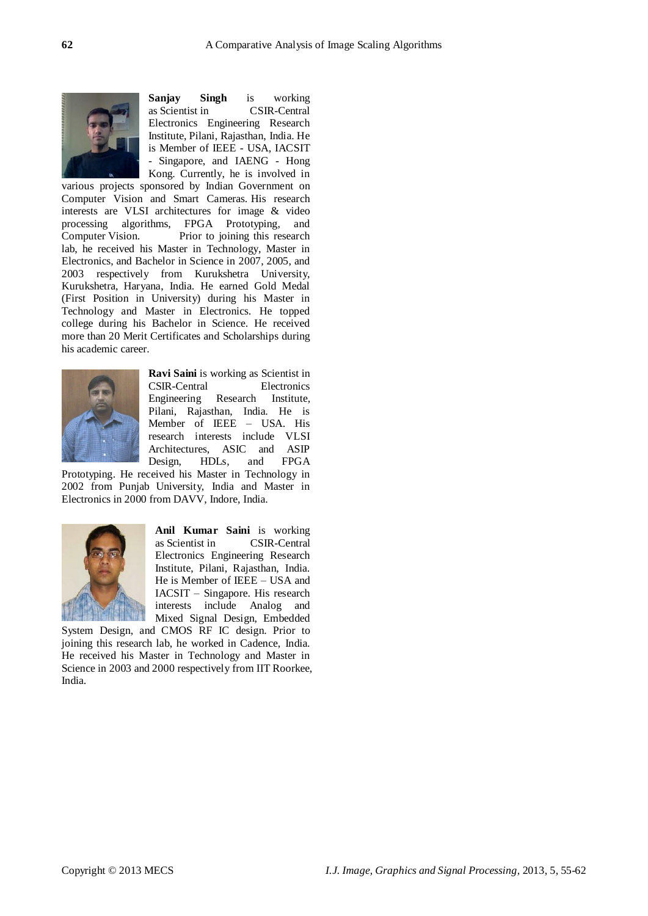**Sanjay Singh** is working as Scientist in CSIR-Central Electronics Engineering Research Institute, Pilani, Rajasthan, India. He is Member of IEEE - USA, IACSIT - Singapore, and IAENG - Hong Kong. Currently, he is involved in various projects sponsored by Indian Government on Computer Vision and Smart Cameras. His research interests are VLSI architectures for image & video processing algorithms, FPGA Prototyping, and Computer Vision. Prior to joining this research lab, he received his Master in Technology, Master in Electronics, and Bachelor in Science in 2007, 2005, and 2003 respectively from Kurukshetra University, Kurukshetra, Haryana, India. He earned Gold Medal (First Position in University) during his Master in Technology and Master in Electronics. He topped college during his Bachelor in Science. He received more than 20 Merit Certificates and Scholarships during his academic career.

**Ravi Saini** is working as Scientist in CSIR-Central Electronics Engineering Research Institute, Pilani, Rajasthan, India. He is Member of IEEE – USA. His research interests include VLSI Architectures, ASIC and ASIP Design, HDLs, and FPGA Prototyping. He received his Master in Technology in 2002 from Punjab University, India and Master in Electronics in 2000 from DAVV, Indore, India.

**Anil Kumar Saini** is working as Scientist in CSIR-Central Electronics Engineering Research Institute, Pilani, Rajasthan, India. He is Member of IEEE – USA and IACSIT – Singapore. His research interests include Analog and Mixed Signal Design, Embedded System Design, and CMOS RF IC design. Prior to joining this research lab, he worked in Cadence, India. He received his Master in Technology and Master in Science in 2003 and 2000 respectively from IIT Roorkee, India.